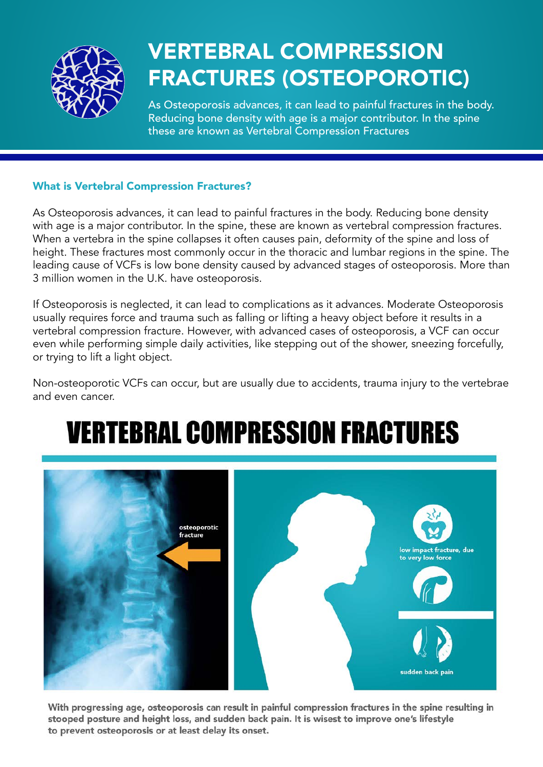# VERTEBRAL COMPRESSION FRACTURES (OSTEOPOROTIC)

As Osteoporosis advances, it can lead to painful fractures in the body. Reducing bone density with age is a major contributor. In the spine these are known as Vertebral Compression Fractures

### What is Vertebral Compression Fractures?

As Osteoporosis advances, it can lead to painful fractures in the body. Reducing bone density with age is a major contributor. In the spine, these are known as vertebral compression fractures. When a vertebra in the spine collapses it often causes pain, deformity of the spine and loss of height. These fractures most commonly occur in the thoracic and lumbar regions in the spine. The leading cause of VCFs is low bone density caused by advanced stages of osteoporosis. More than 3 million women in the U.K. have osteoporosis.

If Osteoporosis is neglected, it can lead to complications as it advances. Moderate Osteoporosis usually requires force and trauma such as falling or lifting a heavy object before it results in a vertebral compression fracture. However, with advanced cases of osteoporosis, a VCF can occur even while performing simple daily activities, like stepping out of the shower, sneezing forcefully, or trying to lift a light object.

Non-osteoporotic VCFs can occur, but are usually due to accidents, trauma injury to the vertebrae and even cancer.

## VERTEBRAL COMPRESSION FRACTURES

osteoporotic fracture

low impact fracture, due to very low force

sudden back pain

**With progressing age, osteoporosis can result in painful compression fractures in the spine resulting in stooped posture and height loss, and sudden back pain. It is wisest to improve one's lifestyle to prevent osteoporosis or at least delay its onset.**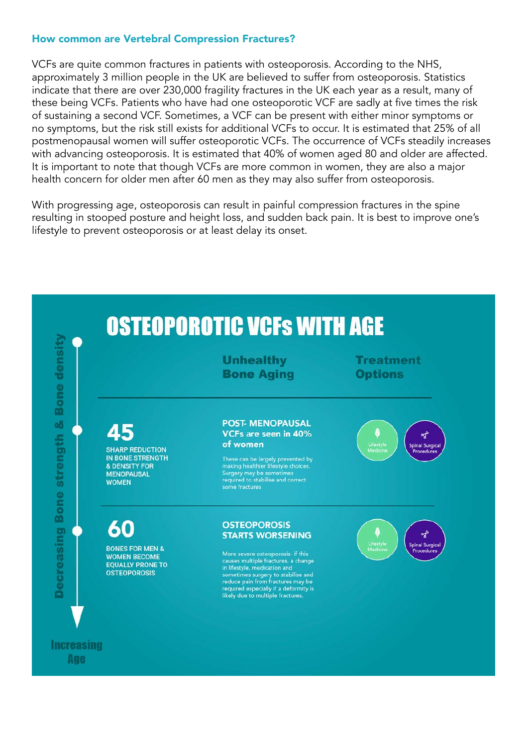### How common are Vertebral Compression Fractures?

VCFs are quite common fractures in patients with osteoporosis. According to the NHS, approximately 3 million people in the UK are believed to suffer from osteoporosis. Statistics indicate that there are over 230,000 fragility fractures in the UK each year as a result, many of these being VCFs. Patients who have had one osteoporotic VCF are sadly at five times the risk of sustaining a second VCF. Sometimes, a VCF can be present with either minor symptoms or no symptoms, but the risk still exists for additional VCFs to occur. It is estimated that 25% of all postmenopausal women will suffer osteoporotic VCFs. The occurrence of VCFs steadily increases with advancing osteoporosis. It is estimated that 40% of women aged 80 and older are affected. It is important to note that though VCFs are more common in women, they are also a major health concern for older men after 60 men as they may also suffer from osteoporosis.

With progressing age, osteoporosis can result in painful compression fractures in the spine resulting in stooped posture and height loss, and sudden back pain. It is best to improve one's lifestyle to prevent osteoporosis or at least delay its onset.

## OSTEOPOROTIC VCFs WITH AGE

Decreasing Bone strength & Bone density → Increasing Age

| Age | Unhealthy Bone Aging | Treatment Options |
|---|---|---|
| **45** SHARP REDUCTION IN BONE STRENGTH & DENSITY FOR MENOPAUSAL WOMEN | **POST- MENOPAUSAL VCFs are seen in 40% of women** These can be largely prevented by making healthier lifestyle choices. Surgery may be sometimes required to stabilise and correct some fractures | Lifestyle Medicine; Spinal Surgical Procedures |
| **60** BONES FOR MEN & WOMEN BECOME EQUALLY PRONE TO OSTEOPOROSIS | **OSTEOPOROSIS STARTS WORSENING** More severe osteoporosis- if this causes multiple fractures, a change in lifestyle, medication and sometimes surgery to stabilise and reduce pain from fractures may be required especially if a deformity is likely due to multiple fractures. | Lifestyle Medicine; Spinal Surgical Procedures |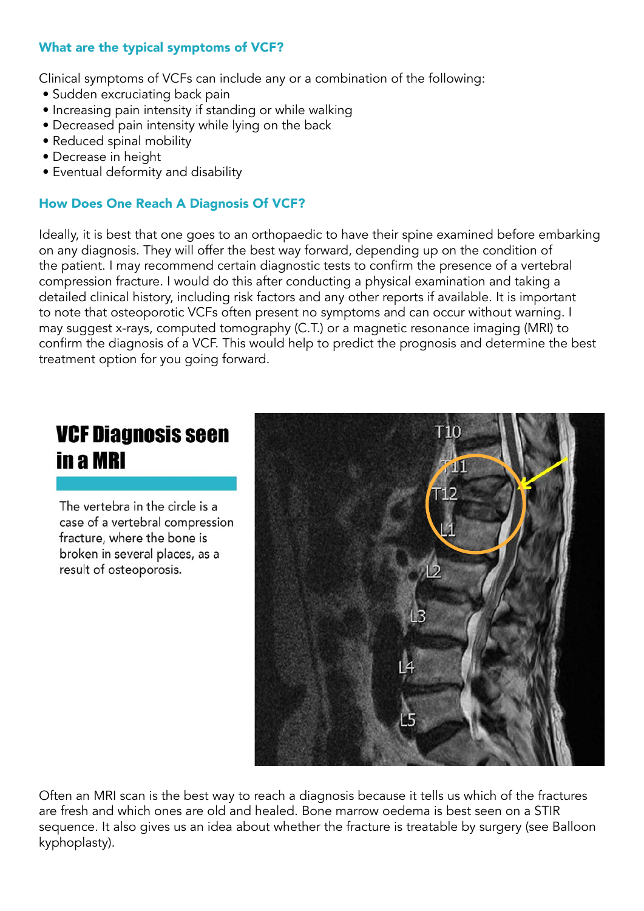### What are the typical symptoms of VCF?

Clinical symptoms of VCFs can include any or a combination of the following:

- Sudden excruciating back pain
- Increasing pain intensity if standing or while walking
- Decreased pain intensity while lying on the back
- Reduced spinal mobility
- Decrease in height
- Eventual deformity and disability

### How Does One Reach A Diagnosis Of VCF?

Ideally, it is best that one goes to an orthopaedic to have their spine examined before embarking on any diagnosis. They will offer the best way forward, depending up on the condition of the patient. I may recommend certain diagnostic tests to confirm the presence of a vertebral compression fracture. I would do this after conducting a physical examination and taking a detailed clinical history, including risk factors and any other reports if available. It is important to note that osteoporotic VCFs often present no symptoms and can occur without warning. I may suggest x-rays, computed tomography (C.T.) or a magnetic resonance imaging (MRI) to confirm the diagnosis of a VCF. This would help to predict the prognosis and determine the best treatment option for you going forward.

## VCF Diagnosis seen in a MRI

The vertebra in the circle is a case of a vertebral compression fracture, where the bone is broken in several places, as a result of osteoporosis.

Often an MRI scan is the best way to reach a diagnosis because it tells us which of the fractures are fresh and which ones are old and healed. Bone marrow oedema is best seen on a STIR sequence. It also gives us an idea about whether the fracture is treatable by surgery (see Balloon kyphoplasty).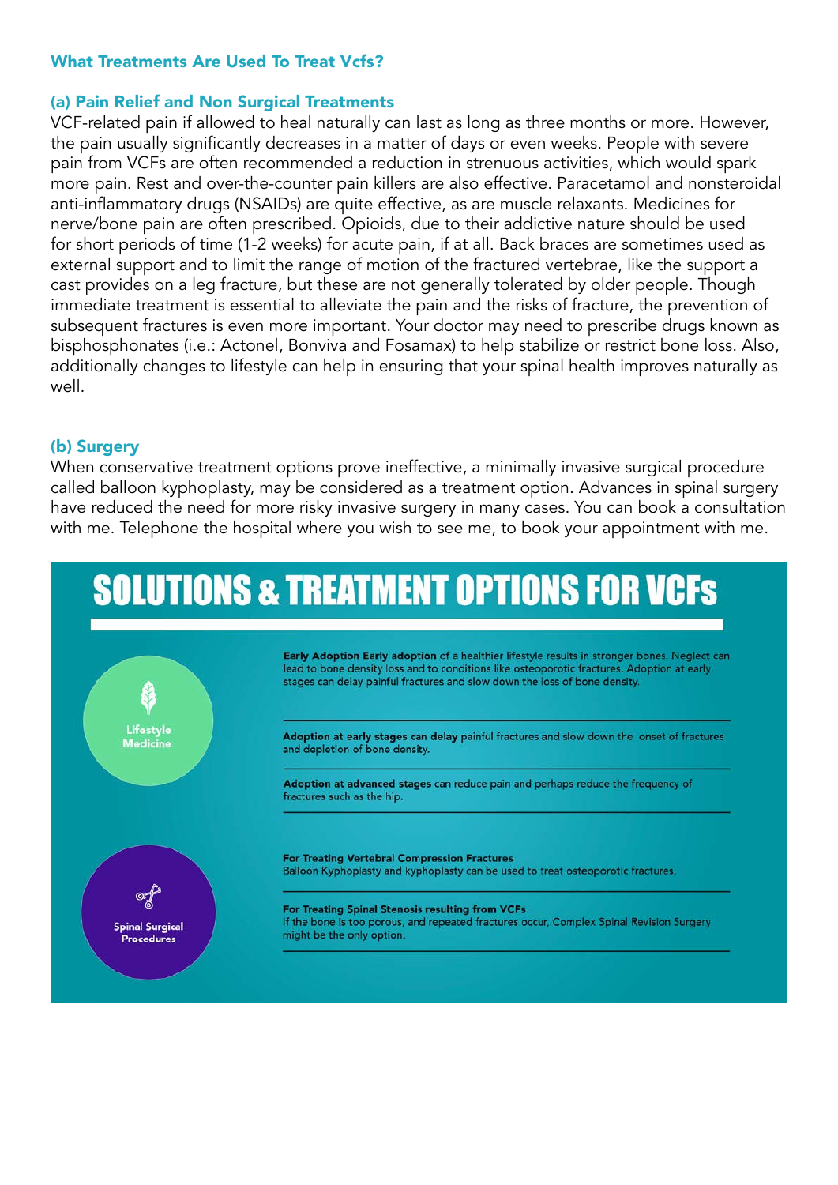## What Treatments Are Used To Treat Vcfs?

### (a) Pain Relief and Non Surgical Treatments

VCF-related pain if allowed to heal naturally can last as long as three months or more. However, the pain usually significantly decreases in a matter of days or even weeks. People with severe pain from VCFs are often recommended a reduction in strenuous activities, which would spark more pain. Rest and over-the-counter pain killers are also effective. Paracetamol and nonsteroidal anti-inflammatory drugs (NSAIDs) are quite effective, as are muscle relaxants. Medicines for nerve/bone pain are often prescribed. Opioids, due to their addictive nature should be used for short periods of time (1-2 weeks) for acute pain, if at all. Back braces are sometimes used as external support and to limit the range of motion of the fractured vertebrae, like the support a cast provides on a leg fracture, but these are not generally tolerated by older people. Though immediate treatment is essential to alleviate the pain and the risks of fracture, the prevention of subsequent fractures is even more important. Your doctor may need to prescribe drugs known as bisphosphonates (i.e.: Actonel, Bonviva and Fosamax) to help stabilize or restrict bone loss. Also, additionally changes to lifestyle can help in ensuring that your spinal health improves naturally as well.

### (b) Surgery

When conservative treatment options prove ineffective, a minimally invasive surgical procedure called balloon kyphoplasty, may be considered as a treatment option. Advances in spinal surgery have reduced the need for more risky invasive surgery in many cases. You can book a consultation with me. Telephone the hospital where you wish to see me, to book your appointment with me.

## SOLUTIONS & TREATMENT OPTIONS FOR VCFs

**Lifestyle Medicine**

**Early Adoption Early adoption** of a healthier lifestyle results in stronger bones. Neglect can lead to bone density loss and to conditions like osteoporotic fractures. Adoption at early stages can delay painful fractures and slow down the loss of bone density.

**Adoption at early stages can delay** painful fractures and slow down the onset of fractures and depletion of bone density.

**Adoption at advanced stages** can reduce pain and perhaps reduce the frequency of fractures such as the hip.

**Spinal Surgical Procedures**

**For Treating Vertebral Compression Fractures**
Balloon Kyphoplasty and kyphoplasty can be used to treat osteoporotic fractures.

**For Treating Spinal Stenosis resulting from VCFs**
If the bone is too porous, and repeated fractures occur, Complex Spinal Revision Surgery might be the only option.